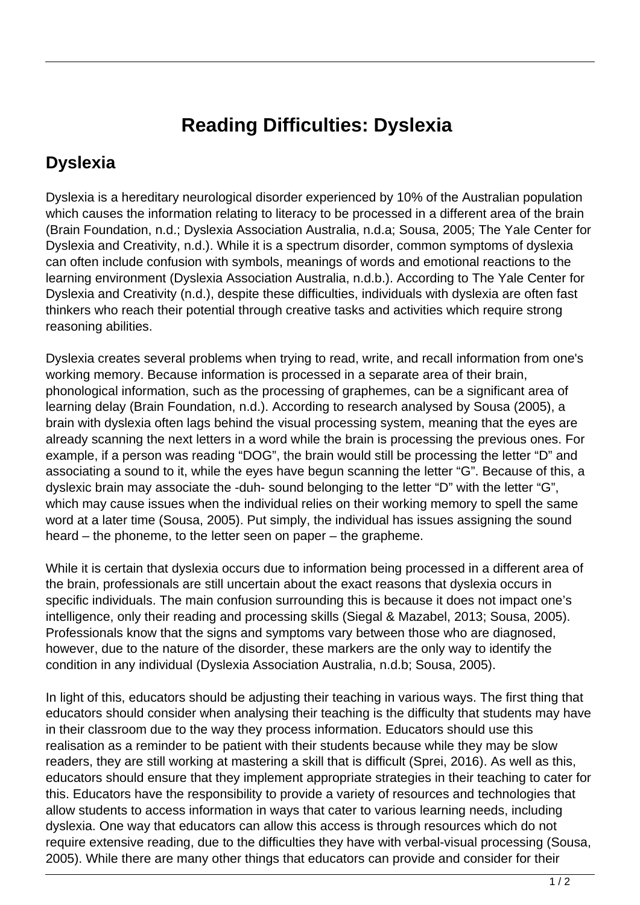# Reading Difficulties: Dyslexia

## Dyslexia

Dyslexia is a hereditary neurological disorder experienced by 10% of the Australian population which causes the information relating to literacy to be processed in a different area of the brain (Brain Foundation, n.d.; Dyslexia Association Australia, n.d.a; Sousa, 2005; The Yale Center for Dyslexia and Creativity, n.d.). While it is a spectrum disorder, common symptoms of dyslexia can often include confusion with symbols, meanings of words and emotional reactions to the learning environment (Dyslexia Association Australia, n.d.b.). According to The Yale Center for Dyslexia and Creativity (n.d.), despite these difficulties, individuals with dyslexia are often fast thinkers who reach their potential through creative tasks and activities which require strong reasoning abilities.

Dyslexia creates several problems when trying to read, write, and recall information from one's working memory. Because information is processed in a separate area of their brain, phonological information, such as the processing of graphemes, can be a significant area of learning delay (Brain Foundation, n.d.). According to research analysed by Sousa (2005), a brain with dyslexia often lags behind the visual processing system, meaning that the eyes are already scanning the next letters in a word while the brain is processing the previous ones. For example, if a person was reading "DOG", the brain would still be processing the letter "D" and associating a sound to it, while the eyes have begun scanning the letter "G". Because of this, a dyslexic brain may associate the -duh- sound belonging to the letter "D" with the letter "G", which may cause issues when the individual relies on their working memory to spell the same word at a later time (Sousa, 2005). Put simply, the individual has issues assigning the sound heard – the phoneme, to the letter seen on paper – the grapheme.

While it is certain that dyslexia occurs due to information being processed in a different area of the brain, professionals are still uncertain about the exact reasons that dyslexia occurs in specific individuals. The main confusion surrounding this is because it does not impact one's intelligence, only their reading and processing skills (Siegal & Mazabel, 2013; Sousa, 2005). Professionals know that the signs and symptoms vary between those who are diagnosed, however, due to the nature of the disorder, these markers are the only way to identify the condition in any individual (Dyslexia Association Australia, n.d.b; Sousa, 2005).

In light of this, educators should be adjusting their teaching in various ways. The first thing that educators should consider when analysing their teaching is the difficulty that students may have in their classroom due to the way they process information. Educators should use this realisation as a reminder to be patient with their students because while they may be slow readers, they are still working at mastering a skill that is difficult (Sprei, 2016). As well as this, educators should ensure that they implement appropriate strategies in their teaching to cater for this. Educators have the responsibility to provide a variety of resources and technologies that allow students to access information in ways that cater to various learning needs, including dyslexia. One way that educators can allow this access is through resources which do not require extensive reading, due to the difficulties they have with verbal-visual processing (Sousa, 2005). While there are many other things that educators can provide and consider for their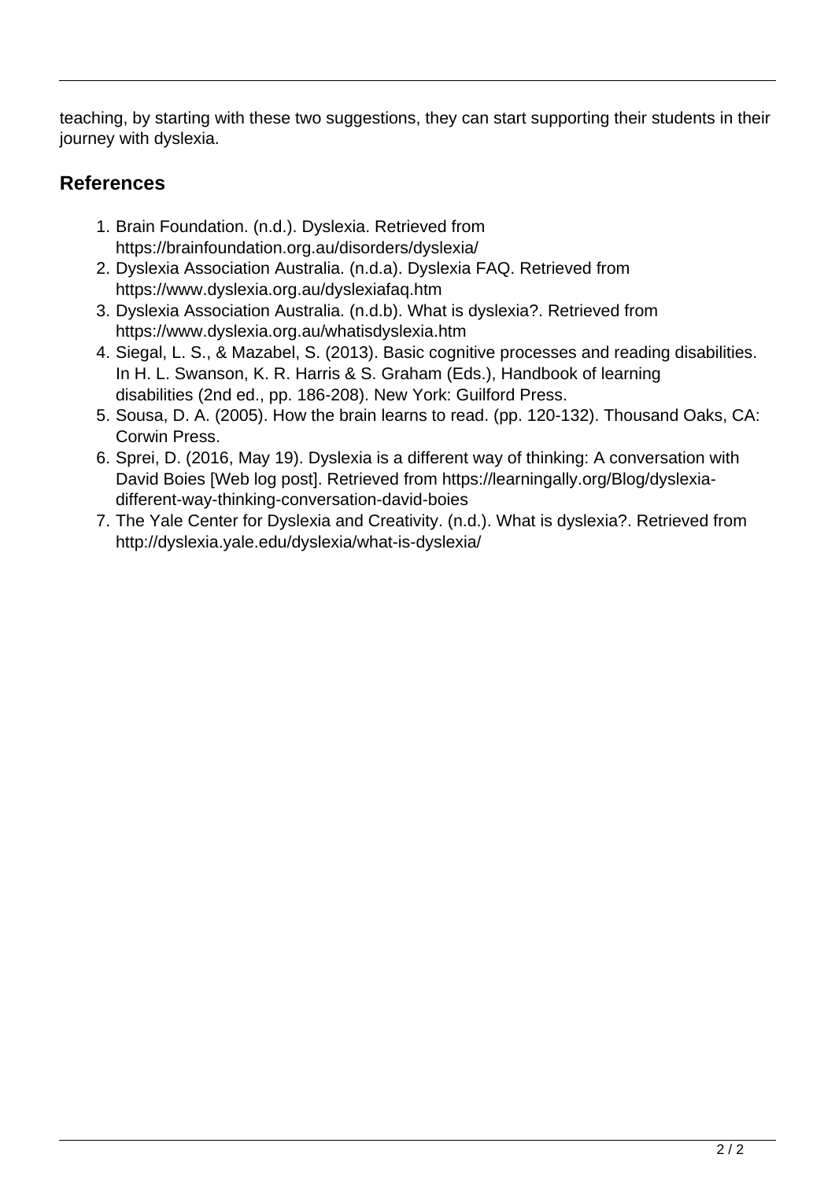teaching, by starting with these two suggestions, they can start supporting their students in their journey with dyslexia.

## References

1. Brain Foundation. (n.d.). Dyslexia. Retrieved from https://brainfoundation.org.au/disorders/dyslexia/
2. Dyslexia Association Australia. (n.d.a). Dyslexia FAQ. Retrieved from https://www.dyslexia.org.au/dyslexiafaq.htm
3. Dyslexia Association Australia. (n.d.b). What is dyslexia?. Retrieved from https://www.dyslexia.org.au/whatisdyslexia.htm
4. Siegal, L. S., & Mazabel, S. (2013). Basic cognitive processes and reading disabilities. In H. L. Swanson, K. R. Harris & S. Graham (Eds.), Handbook of learning disabilities (2nd ed., pp. 186-208). New York: Guilford Press.
5. Sousa, D. A. (2005). How the brain learns to read. (pp. 120-132). Thousand Oaks, CA: Corwin Press.
6. Sprei, D. (2016, May 19). Dyslexia is a different way of thinking: A conversation with David Boies [Web log post]. Retrieved from https://learningally.org/Blog/dyslexia-different-way-thinking-conversation-david-boies
7. The Yale Center for Dyslexia and Creativity. (n.d.). What is dyslexia?. Retrieved from http://dyslexia.yale.edu/dyslexia/what-is-dyslexia/